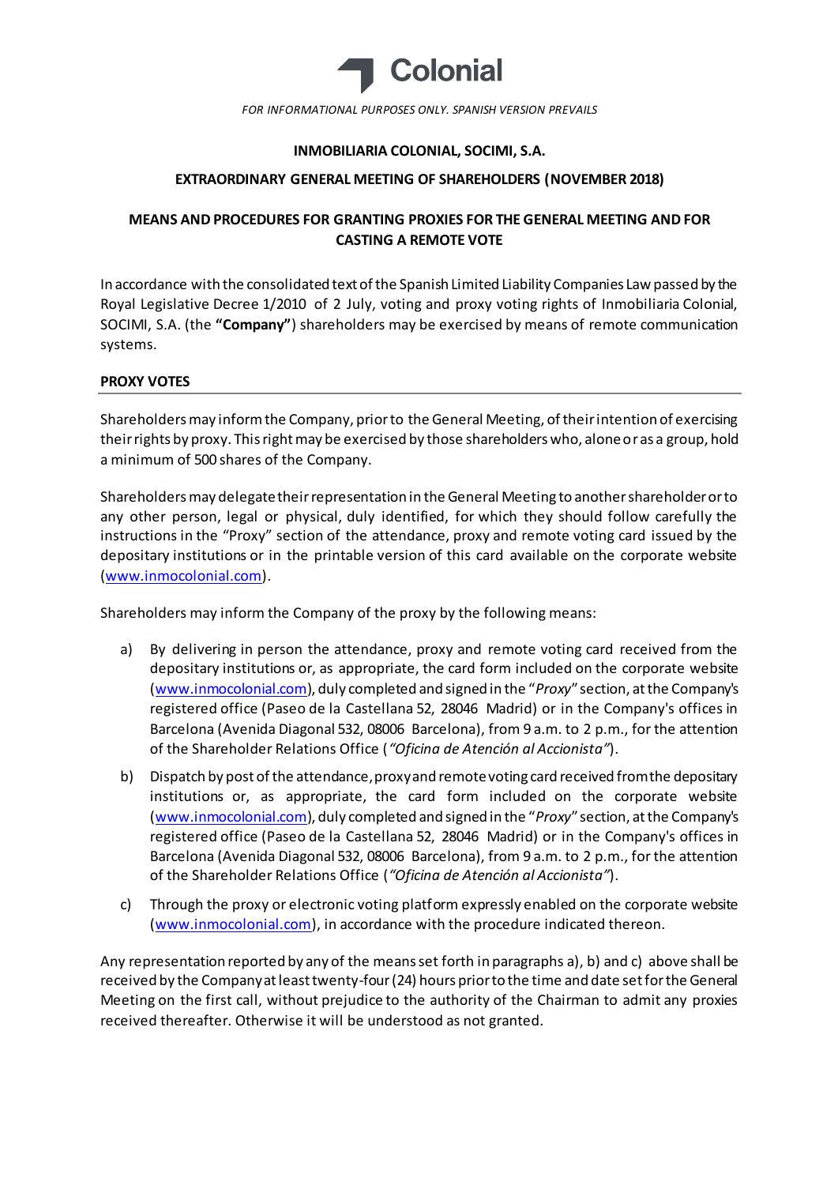Colonial

*FOR INFORMATIONAL PURPOSES ONLY. SPANISH VERSION PREVAILS*

**INMOBILIARIA COLONIAL, SOCIMI, S.A.**

**EXTRAORDINARY GENERAL MEETING OF SHAREHOLDERS (NOVEMBER 2018)**

**MEANS AND PROCEDURES FOR GRANTING PROXIES FOR THE GENERAL MEETING AND FOR CASTING A REMOTE VOTE**

In accordance with the consolidated text of the Spanish Limited Liability Companies Law passed by the Royal Legislative Decree 1/2010 of 2 July, voting and proxy voting rights of Inmobiliaria Colonial, SOCIMI, S.A. (the **"Company"**) shareholders may be exercised by means of remote communication systems.

## PROXY VOTES

Shareholders may inform the Company, prior to the General Meeting, of their intention of exercising their rights by proxy. This right may be exercised by those shareholders who, alone or as a group, hold a minimum of 500 shares of the Company.

Shareholders may delegate their representation in the General Meeting to another shareholder or to any other person, legal or physical, duly identified, for which they should follow carefully the instructions in the "Proxy" section of the attendance, proxy and remote voting card issued by the depositary institutions or in the printable version of this card available on the corporate website (www.inmocolonial.com).

Shareholders may inform the Company of the proxy by the following means:

a) By delivering in person the attendance, proxy and remote voting card received from the depositary institutions or, as appropriate, the card form included on the corporate website (www.inmocolonial.com), duly completed and signed in the "*Proxy*" section, at the Company's registered office (Paseo de la Castellana 52, 28046 Madrid) or in the Company's offices in Barcelona (Avenida Diagonal 532, 08006 Barcelona), from 9 a.m. to 2 p.m., for the attention of the Shareholder Relations Office (*"Oficina de Atención al Accionista"*).

b) Dispatch by post of the attendance, proxy and remote voting card received from the depositary institutions or, as appropriate, the card form included on the corporate website (www.inmocolonial.com), duly completed and signed in the "*Proxy*" section, at the Company's registered office (Paseo de la Castellana 52, 28046 Madrid) or in the Company's offices in Barcelona (Avenida Diagonal 532, 08006 Barcelona), from 9 a.m. to 2 p.m., for the attention of the Shareholder Relations Office (*"Oficina de Atención al Accionista"*).

c) Through the proxy or electronic voting platform expressly enabled on the corporate website (www.inmocolonial.com), in accordance with the procedure indicated thereon.

Any representation reported by any of the means set forth in paragraphs a), b) and c) above shall be received by the Company at least twenty-four (24) hours prior to the time and date set for the General Meeting on the first call, without prejudice to the authority of the Chairman to admit any proxies received thereafter. Otherwise it will be understood as not granted.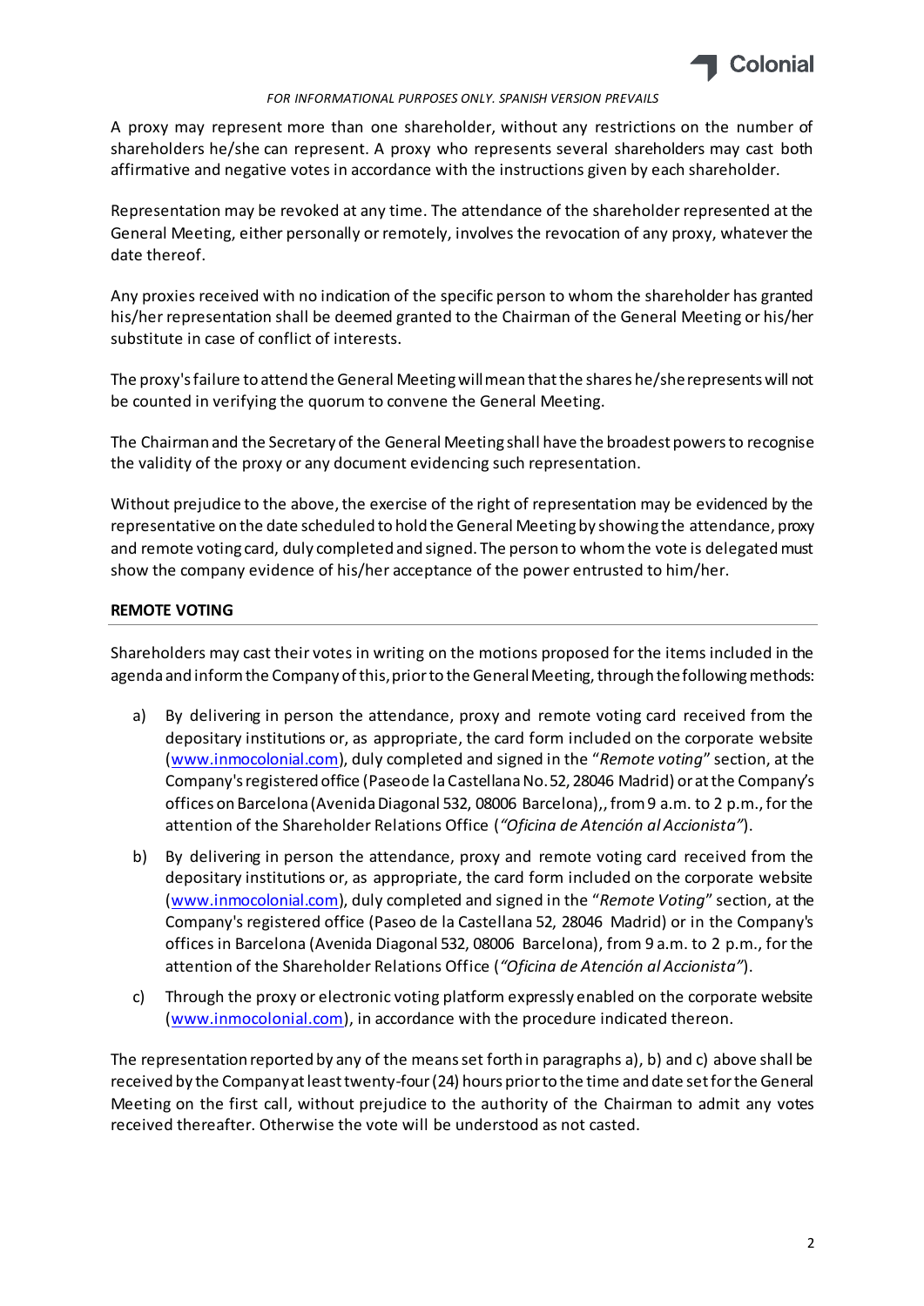A proxy may represent more than one shareholder, without any restrictions on the number of shareholders he/she can represent. A proxy who represents several shareholders may cast both affirmative and negative votes in accordance with the instructions given by each shareholder.

Representation may be revoked at any time. The attendance of the shareholder represented at the General Meeting, either personally or remotely, involves the revocation of any proxy, whatever the date thereof.

Any proxies received with no indication of the specific person to whom the shareholder has granted his/her representation shall be deemed granted to the Chairman of the General Meeting or his/her substitute in case of conflict of interests.

The proxy's failure to attend the General Meeting will mean that the shares he/she represents will not be counted in verifying the quorum to convene the General Meeting.

The Chairman and the Secretary of the General Meeting shall have the broadest powers to recognise the validity of the proxy or any document evidencing such representation.

Without prejudice to the above, the exercise of the right of representation may be evidenced by the representative on the date scheduled to hold the General Meeting by showing the attendance, proxy and remote voting card, duly completed and signed. The person to whom the vote is delegated must show the company evidence of his/her acceptance of the power entrusted to him/her.

**REMOTE VOTING**

Shareholders may cast their votes in writing on the motions proposed for the items included in the agenda and inform the Company of this, prior to the General Meeting, through the following methods:

a) By delivering in person the attendance, proxy and remote voting card received from the depositary institutions or, as appropriate, the card form included on the corporate website (www.inmocolonial.com), duly completed and signed in the "*Remote voting*" section, at the Company's registered office (Paseo de la Castellana No. 52, 28046 Madrid) or at the Company's offices on Barcelona (Avenida Diagonal 532, 08006 Barcelona),, from 9 a.m. to 2 p.m., for the attention of the Shareholder Relations Office (*"Oficina de Atención al Accionista"*).

b) By delivering in person the attendance, proxy and remote voting card received from the depositary institutions or, as appropriate, the card form included on the corporate website (www.inmocolonial.com), duly completed and signed in the "*Remote Voting*" section, at the Company's registered office (Paseo de la Castellana 52, 28046 Madrid) or in the Company's offices in Barcelona (Avenida Diagonal 532, 08006 Barcelona), from 9 a.m. to 2 p.m., for the attention of the Shareholder Relations Office (*"Oficina de Atención al Accionista"*).

c) Through the proxy or electronic voting platform expressly enabled on the corporate website (www.inmocolonial.com), in accordance with the procedure indicated thereon.

The representation reported by any of the means set forth in paragraphs a), b) and c) above shall be received by the Company at least twenty-four (24) hours prior to the time and date set for the General Meeting on the first call, without prejudice to the authority of the Chairman to admit any votes received thereafter. Otherwise the vote will be understood as not casted.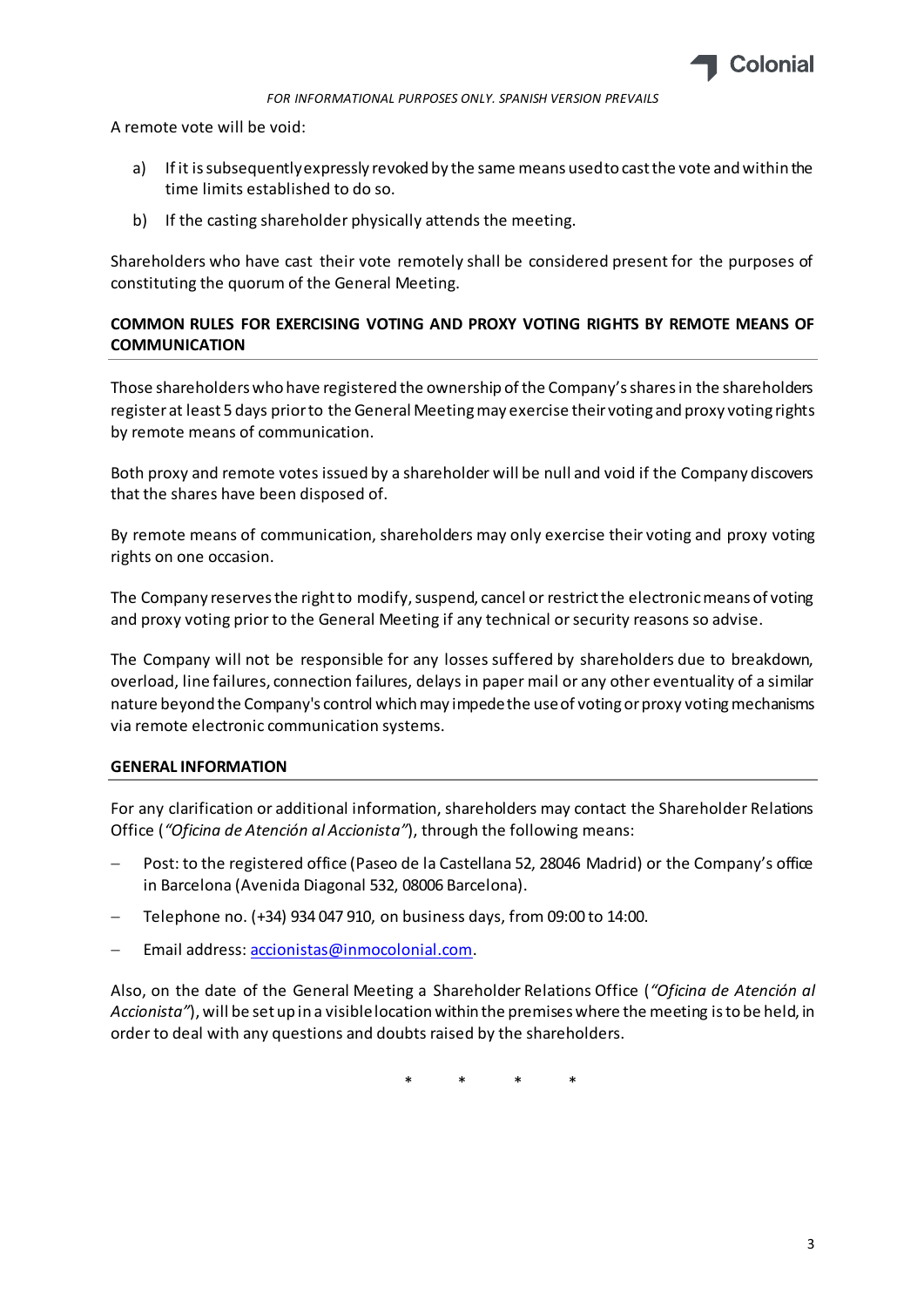A remote vote will be void:

a) If it is subsequently expressly revoked by the same means used to cast the vote and within the time limits established to do so.

b) If the casting shareholder physically attends the meeting.

Shareholders who have cast their vote remotely shall be considered present for the purposes of constituting the quorum of the General Meeting.

## COMMON RULES FOR EXERCISING VOTING AND PROXY VOTING RIGHTS BY REMOTE MEANS OF COMMUNICATION

Those shareholders who have registered the ownership of the Company's shares in the shareholders register at least 5 days prior to the General Meeting may exercise their voting and proxy voting rights by remote means of communication.

Both proxy and remote votes issued by a shareholder will be null and void if the Company discovers that the shares have been disposed of.

By remote means of communication, shareholders may only exercise their voting and proxy voting rights on one occasion.

The Company reserves the right to modify, suspend, cancel or restrict the electronic means of voting and proxy voting prior to the General Meeting if any technical or security reasons so advise.

The Company will not be responsible for any losses suffered by shareholders due to breakdown, overload, line failures, connection failures, delays in paper mail or any other eventuality of a similar nature beyond the Company's control which may impede the use of voting or proxy voting mechanisms via remote electronic communication systems.

## GENERAL INFORMATION

For any clarification or additional information, shareholders may contact the Shareholder Relations Office (*"Oficina de Atención al Accionista"*), through the following means:

- Post: to the registered office (Paseo de la Castellana 52, 28046 Madrid) or the Company's office in Barcelona (Avenida Diagonal 532, 08006 Barcelona).
- Telephone no. (+34) 934 047 910, on business days, from 09:00 to 14:00.
- Email address: accionistas@inmocolonial.com.

Also, on the date of the General Meeting a Shareholder Relations Office (*"Oficina de Atención al Accionista"*), will be set up in a visible location within the premises where the meeting is to be held, in order to deal with any questions and doubts raised by the shareholders.

\* \* \* \*